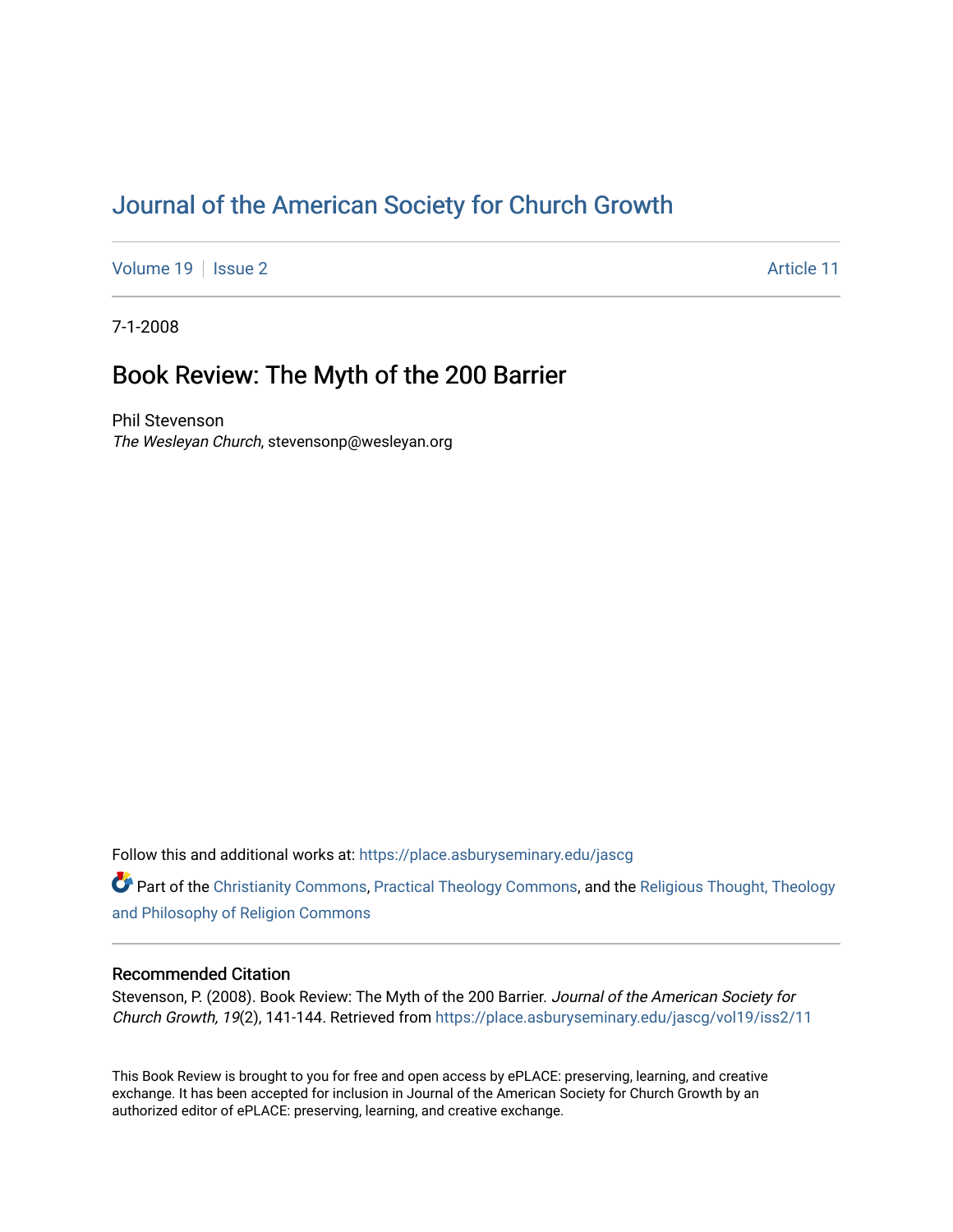# Journal of the American Society for Church Growth

Volume 19 | Issue 2 | Article 11

7-1-2008

## Book Review: The Myth of the 200 Barrier

Phil Stevenson
*The Wesleyan Church*, stevensonp@wesleyan.org

Follow this and additional works at: https://place.asburyseminary.edu/jascg

Part of the Christianity Commons, Practical Theology Commons, and the Religious Thought, Theology and Philosophy of Religion Commons

### Recommended Citation

Stevenson, P. (2008). Book Review: The Myth of the 200 Barrier. *Journal of the American Society for Church Growth, 19*(2), 141-144. Retrieved from https://place.asburyseminary.edu/jascg/vol19/iss2/11

This Book Review is brought to you for free and open access by ePLACE: preserving, learning, and creative exchange. It has been accepted for inclusion in Journal of the American Society for Church Growth by an authorized editor of ePLACE: preserving, learning, and creative exchange.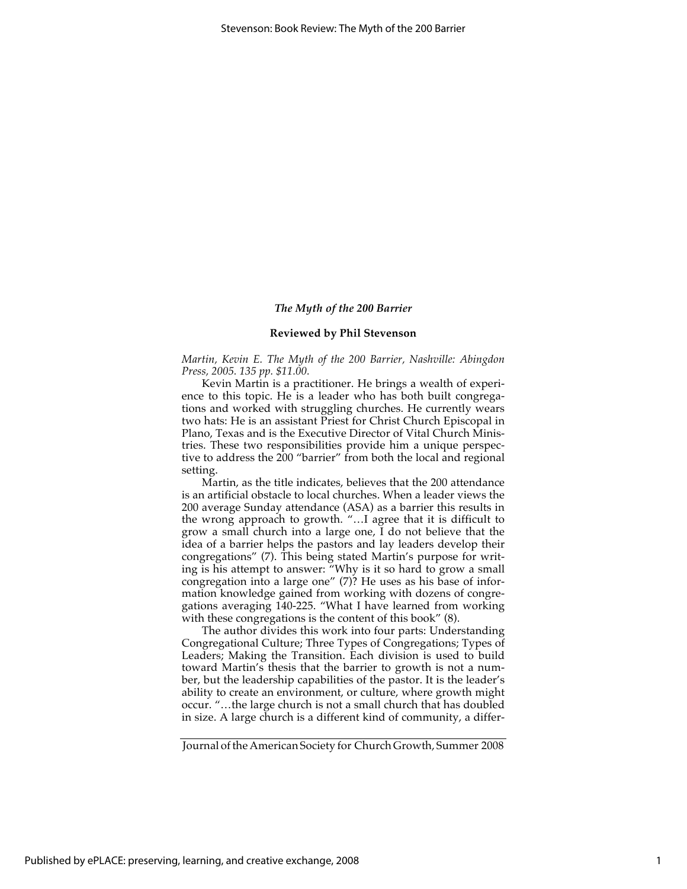### *The Myth of the 200 Barrier*

**Reviewed by Phil Stevenson**

*Martin, Kevin E. The Myth of the 200 Barrier, Nashville: Abingdon Press, 2005. 135 pp. $11.00.*

Kevin Martin is a practitioner. He brings a wealth of experience to this topic. He is a leader who has both built congregations and worked with struggling churches. He currently wears two hats: He is an assistant Priest for Christ Church Episcopal in Plano, Texas and is the Executive Director of Vital Church Ministries. These two responsibilities provide him a unique perspective to address the 200 "barrier" from both the local and regional setting.

Martin, as the title indicates, believes that the 200 attendance is an artificial obstacle to local churches. When a leader views the 200 average Sunday attendance (ASA) as a barrier this results in the wrong approach to growth. "…I agree that it is difficult to grow a small church into a large one, I do not believe that the idea of a barrier helps the pastors and lay leaders develop their congregations" (7). This being stated Martin's purpose for writing is his attempt to answer: "Why is it so hard to grow a small congregation into a large one" (7)? He uses as his base of information knowledge gained from working with dozens of congregations averaging 140-225. "What I have learned from working with these congregations is the content of this book" (8).

The author divides this work into four parts: Understanding Congregational Culture; Three Types of Congregations; Types of Leaders; Making the Transition. Each division is used to build toward Martin's thesis that the barrier to growth is not a number, but the leadership capabilities of the pastor. It is the leader's ability to create an environment, or culture, where growth might occur. "…the large church is not a small church that has doubled in size. A large church is a different kind of community, a differ-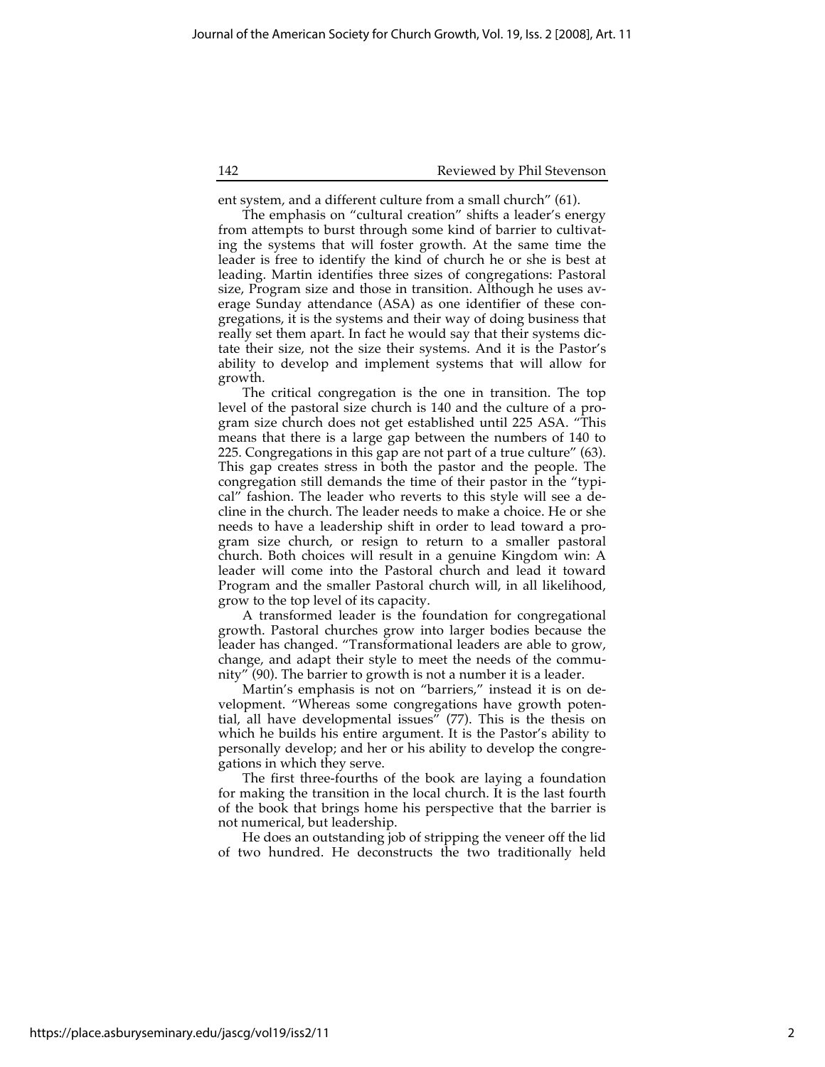ent system, and a different culture from a small church" (61).

The emphasis on "cultural creation" shifts a leader's energy from attempts to burst through some kind of barrier to cultivating the systems that will foster growth. At the same time the leader is free to identify the kind of church he or she is best at leading. Martin identifies three sizes of congregations: Pastoral size, Program size and those in transition. Although he uses average Sunday attendance (ASA) as one identifier of these congregations, it is the systems and their way of doing business that really set them apart. In fact he would say that their systems dictate their size, not the size their systems. And it is the Pastor's ability to develop and implement systems that will allow for growth.

The critical congregation is the one in transition. The top level of the pastoral size church is 140 and the culture of a program size church does not get established until 225 ASA. "This means that there is a large gap between the numbers of 140 to 225. Congregations in this gap are not part of a true culture" (63). This gap creates stress in both the pastor and the people. The congregation still demands the time of their pastor in the "typical" fashion. The leader who reverts to this style will see a decline in the church. The leader needs to make a choice. He or she needs to have a leadership shift in order to lead toward a program size church, or resign to return to a smaller pastoral church. Both choices will result in a genuine Kingdom win: A leader will come into the Pastoral church and lead it toward Program and the smaller Pastoral church will, in all likelihood, grow to the top level of its capacity.

A transformed leader is the foundation for congregational growth. Pastoral churches grow into larger bodies because the leader has changed. "Transformational leaders are able to grow, change, and adapt their style to meet the needs of the community" (90). The barrier to growth is not a number it is a leader.

Martin's emphasis is not on "barriers," instead it is on development. "Whereas some congregations have growth potential, all have developmental issues" (77). This is the thesis on which he builds his entire argument. It is the Pastor's ability to personally develop; and her or his ability to develop the congregations in which they serve.

The first three-fourths of the book are laying a foundation for making the transition in the local church. It is the last fourth of the book that brings home his perspective that the barrier is not numerical, but leadership.

He does an outstanding job of stripping the veneer off the lid of two hundred. He deconstructs the two traditionally held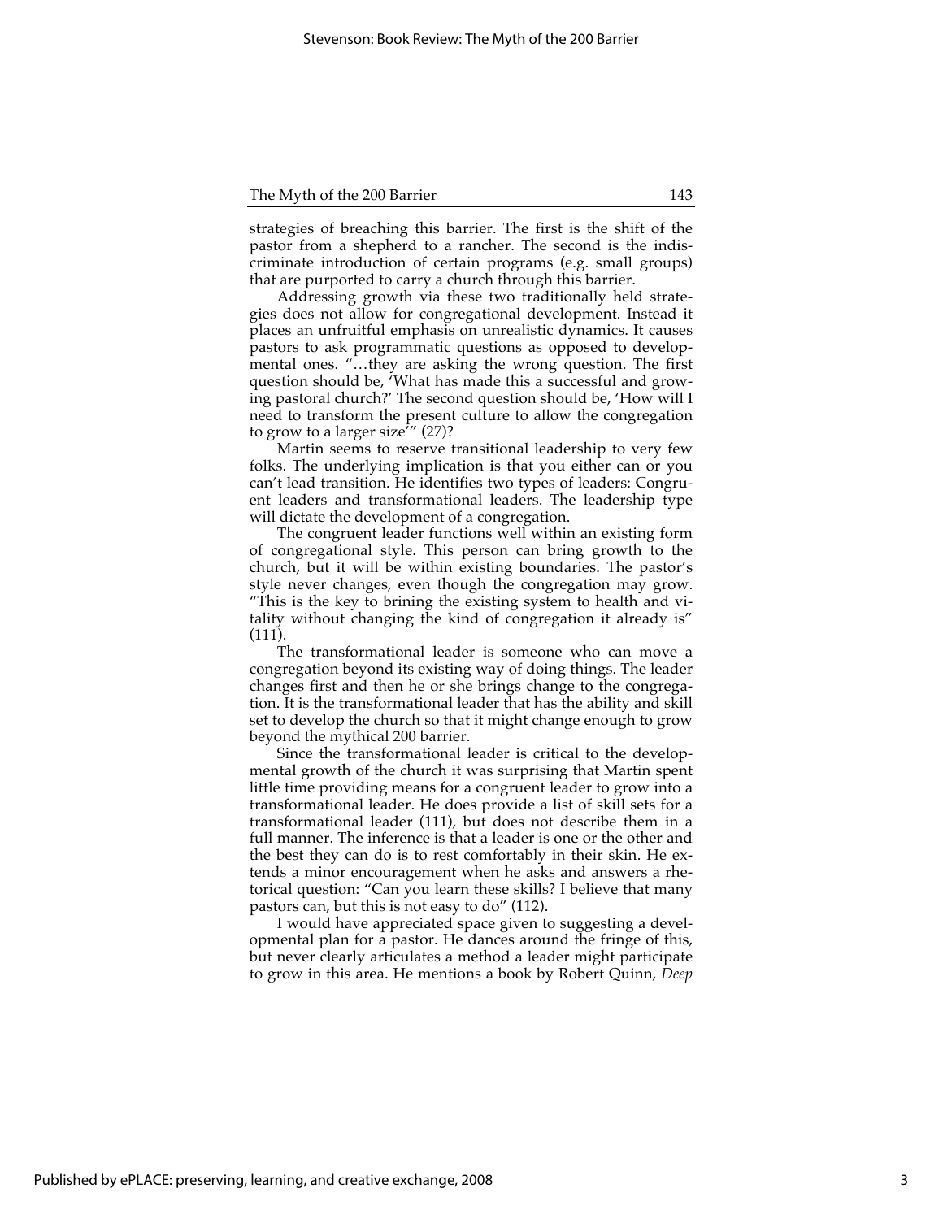strategies of breaching this barrier. The first is the shift of the pastor from a shepherd to a rancher. The second is the indiscriminate introduction of certain programs (e.g. small groups) that are purported to carry a church through this barrier.

Addressing growth via these two traditionally held strategies does not allow for congregational development. Instead it places an unfruitful emphasis on unrealistic dynamics. It causes pastors to ask programmatic questions as opposed to developmental ones. "…they are asking the wrong question. The first question should be, 'What has made this a successful and growing pastoral church?' The second question should be, 'How will I need to transform the present culture to allow the congregation to grow to a larger size'" (27)?

Martin seems to reserve transitional leadership to very few folks. The underlying implication is that you either can or you can't lead transition. He identifies two types of leaders: Congruent leaders and transformational leaders. The leadership type will dictate the development of a congregation.

The congruent leader functions well within an existing form of congregational style. This person can bring growth to the church, but it will be within existing boundaries. The pastor's style never changes, even though the congregation may grow. "This is the key to brining the existing system to health and vitality without changing the kind of congregation it already is" (111).

The transformational leader is someone who can move a congregation beyond its existing way of doing things. The leader changes first and then he or she brings change to the congregation. It is the transformational leader that has the ability and skill set to develop the church so that it might change enough to grow beyond the mythical 200 barrier.

Since the transformational leader is critical to the developmental growth of the church it was surprising that Martin spent little time providing means for a congruent leader to grow into a transformational leader. He does provide a list of skill sets for a transformational leader (111), but does not describe them in a full manner. The inference is that a leader is one or the other and the best they can do is to rest comfortably in their skin. He extends a minor encouragement when he asks and answers a rhetorical question: "Can you learn these skills? I believe that many pastors can, but this is not easy to do" (112).

I would have appreciated space given to suggesting a developmental plan for a pastor. He dances around the fringe of this, but never clearly articulates a method a leader might participate to grow in this area. He mentions a book by Robert Quinn, *Deep*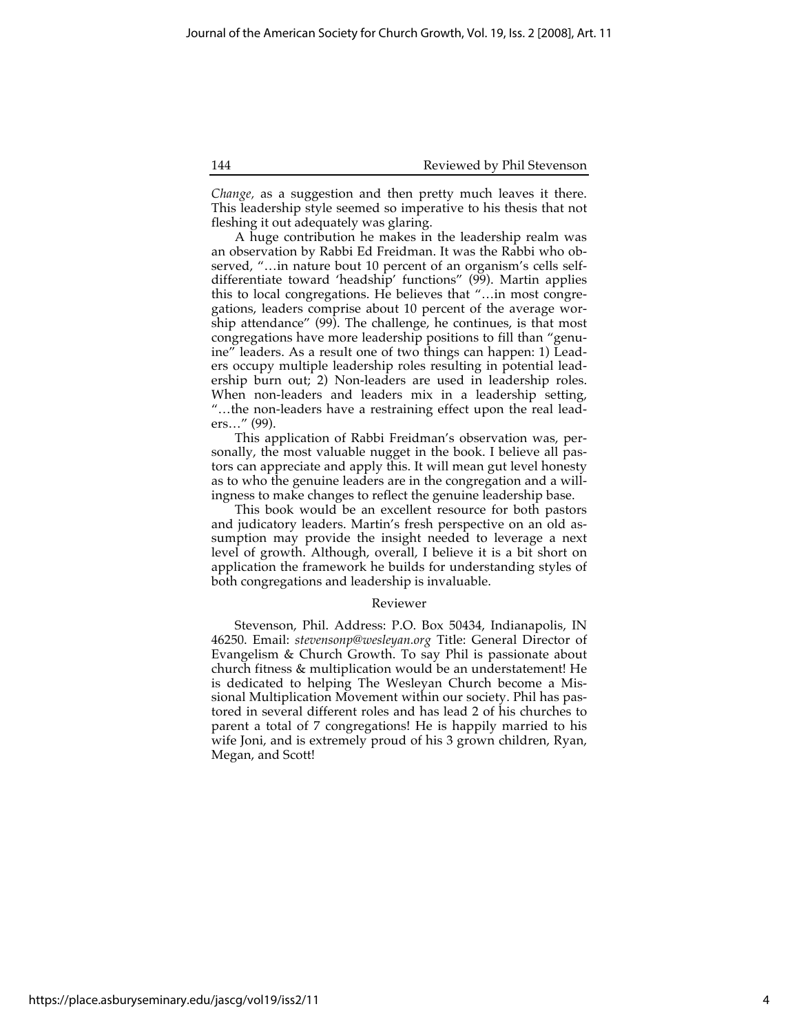*Change,* as a suggestion and then pretty much leaves it there. This leadership style seemed so imperative to his thesis that not fleshing it out adequately was glaring.

A huge contribution he makes in the leadership realm was an observation by Rabbi Ed Freidman. It was the Rabbi who observed, "…in nature bout 10 percent of an organism's cells self-differentiate toward 'headship' functions" (99). Martin applies this to local congregations. He believes that "…in most congregations, leaders comprise about 10 percent of the average worship attendance" (99). The challenge, he continues, is that most congregations have more leadership positions to fill than "genuine" leaders. As a result one of two things can happen: 1) Leaders occupy multiple leadership roles resulting in potential leadership burn out; 2) Non-leaders are used in leadership roles. When non-leaders and leaders mix in a leadership setting, "…the non-leaders have a restraining effect upon the real leaders…" (99).

This application of Rabbi Freidman's observation was, personally, the most valuable nugget in the book. I believe all pastors can appreciate and apply this. It will mean gut level honesty as to who the genuine leaders are in the congregation and a willingness to make changes to reflect the genuine leadership base.

This book would be an excellent resource for both pastors and judicatory leaders. Martin's fresh perspective on an old assumption may provide the insight needed to leverage a next level of growth. Although, overall, I believe it is a bit short on application the framework he builds for understanding styles of both congregations and leadership is invaluable.

### Reviewer

Stevenson, Phil. Address: P.O. Box 50434, Indianapolis, IN 46250. Email: *stevensonp@wesleyan.org* Title: General Director of Evangelism & Church Growth. To say Phil is passionate about church fitness & multiplication would be an understatement! He is dedicated to helping The Wesleyan Church become a Missional Multiplication Movement within our society. Phil has pastored in several different roles and has lead 2 of his churches to parent a total of 7 congregations! He is happily married to his wife Joni, and is extremely proud of his 3 grown children, Ryan, Megan, and Scott!